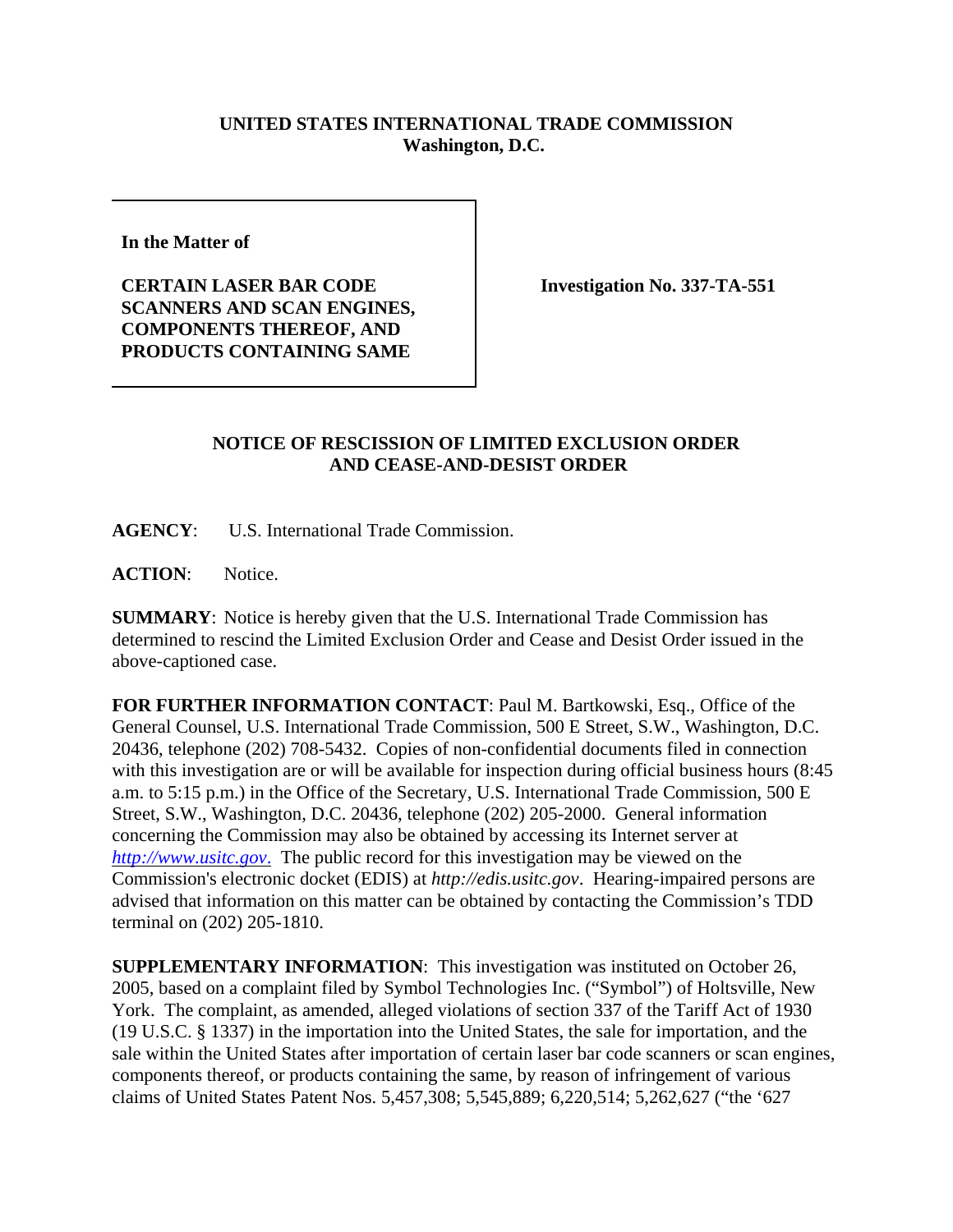**UNITED STATES INTERNATIONAL TRADE COMMISSION**
**Washington, D.C.**

| | |
|---|---|
| **In the Matter of**<br><br>**CERTAIN LASER BAR CODE SCANNERS AND SCAN ENGINES, COMPONENTS THEREOF, AND PRODUCTS CONTAINING SAME** | **Investigation No. 337-TA-551** |

## NOTICE OF RESCISSION OF LIMITED EXCLUSION ORDER AND CEASE-AND-DESIST ORDER

**AGENCY**: U.S. International Trade Commission.

**ACTION**: Notice.

**SUMMARY**: Notice is hereby given that the U.S. International Trade Commission has determined to rescind the Limited Exclusion Order and Cease and Desist Order issued in the above-captioned case.

**FOR FURTHER INFORMATION CONTACT**: Paul M. Bartkowski, Esq., Office of the General Counsel, U.S. International Trade Commission, 500 E Street, S.W., Washington, D.C. 20436, telephone (202) 708-5432. Copies of non-confidential documents filed in connection with this investigation are or will be available for inspection during official business hours (8:45 a.m. to 5:15 p.m.) in the Office of the Secretary, U.S. International Trade Commission, 500 E Street, S.W., Washington, D.C. 20436, telephone (202) 205-2000. General information concerning the Commission may also be obtained by accessing its Internet server at *http://www.usitc.gov*. The public record for this investigation may be viewed on the Commission's electronic docket (EDIS) at *http://edis.usitc.gov*. Hearing-impaired persons are advised that information on this matter can be obtained by contacting the Commission's TDD terminal on (202) 205-1810.

**SUPPLEMENTARY INFORMATION**: This investigation was instituted on October 26, 2005, based on a complaint filed by Symbol Technologies Inc. ("Symbol") of Holtsville, New York. The complaint, as amended, alleged violations of section 337 of the Tariff Act of 1930 (19 U.S.C. § 1337) in the importation into the United States, the sale for importation, and the sale within the United States after importation of certain laser bar code scanners or scan engines, components thereof, or products containing the same, by reason of infringement of various claims of United States Patent Nos. 5,457,308; 5,545,889; 6,220,514; 5,262,627 ("the '627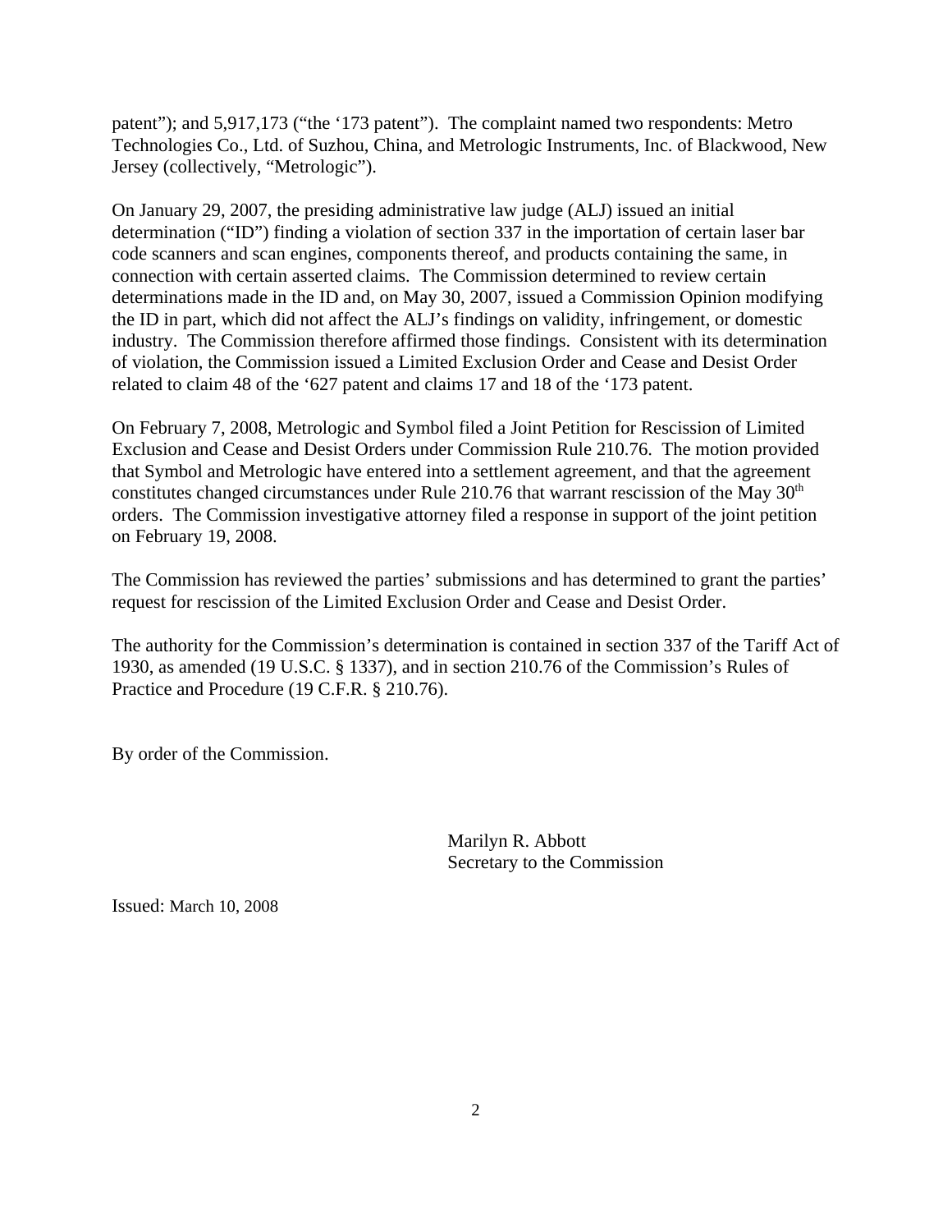patent"); and 5,917,173 ("the '173 patent"). The complaint named two respondents: Metro Technologies Co., Ltd. of Suzhou, China, and Metrologic Instruments, Inc. of Blackwood, New Jersey (collectively, "Metrologic").

On January 29, 2007, the presiding administrative law judge (ALJ) issued an initial determination ("ID") finding a violation of section 337 in the importation of certain laser bar code scanners and scan engines, components thereof, and products containing the same, in connection with certain asserted claims. The Commission determined to review certain determinations made in the ID and, on May 30, 2007, issued a Commission Opinion modifying the ID in part, which did not affect the ALJ's findings on validity, infringement, or domestic industry. The Commission therefore affirmed those findings. Consistent with its determination of violation, the Commission issued a Limited Exclusion Order and Cease and Desist Order related to claim 48 of the '627 patent and claims 17 and 18 of the '173 patent.

On February 7, 2008, Metrologic and Symbol filed a Joint Petition for Rescission of Limited Exclusion and Cease and Desist Orders under Commission Rule 210.76. The motion provided that Symbol and Metrologic have entered into a settlement agreement, and that the agreement constitutes changed circumstances under Rule 210.76 that warrant rescission of the May 30th orders. The Commission investigative attorney filed a response in support of the joint petition on February 19, 2008.

The Commission has reviewed the parties' submissions and has determined to grant the parties' request for rescission of the Limited Exclusion Order and Cease and Desist Order.

The authority for the Commission's determination is contained in section 337 of the Tariff Act of 1930, as amended (19 U.S.C. § 1337), and in section 210.76 of the Commission's Rules of Practice and Procedure (19 C.F.R. § 210.76).

By order of the Commission.

Marilyn R. Abbott
Secretary to the Commission

Issued: March 10, 2008